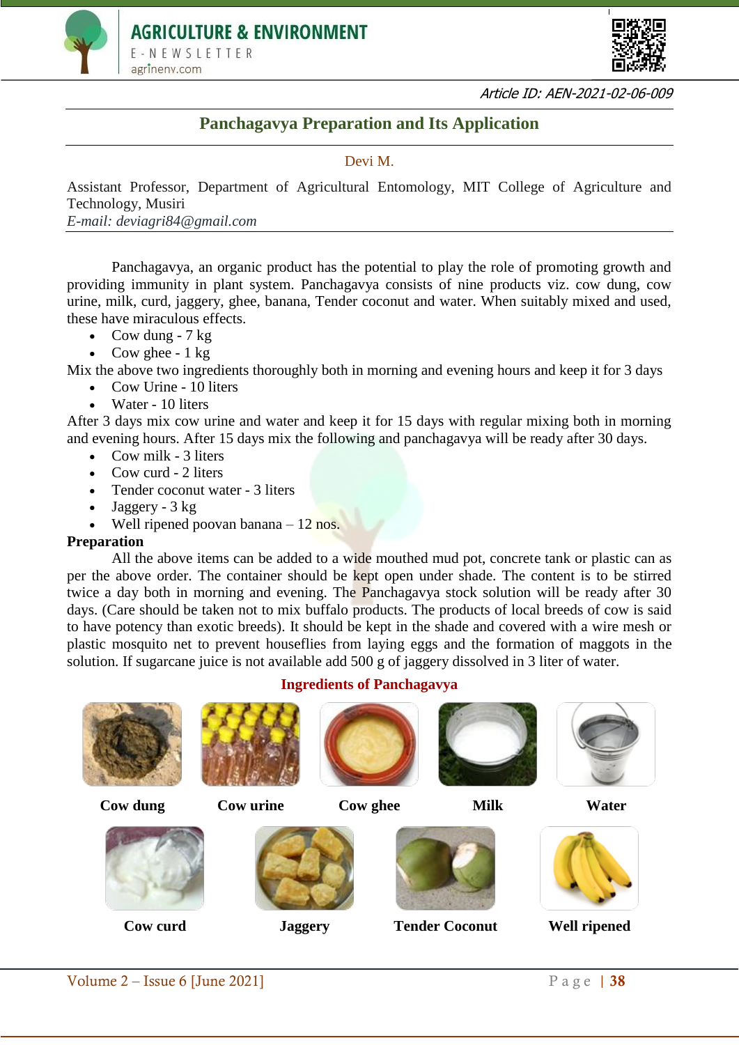Article ID: AEN-2021-02-06-009

# Panchagavya Preparation and Its Application

Devi M.

Assistant Professor, Department of Agricultural Entomology, MIT College of Agriculture and Technology, Musiri

*E-mail: deviagri84@gmail.com*

Panchagavya, an organic product has the potential to play the role of promoting growth and providing immunity in plant system. Panchagavya consists of nine products viz. cow dung, cow urine, milk, curd, jaggery, ghee, banana, Tender coconut and water. When suitably mixed and used, these have miraculous effects.

- Cow dung - 7 kg
- Cow ghee - 1 kg

Mix the above two ingredients thoroughly both in morning and evening hours and keep it for 3 days

- Cow Urine - 10 liters
- Water - 10 liters

After 3 days mix cow urine and water and keep it for 15 days with regular mixing both in morning and evening hours. After 15 days mix the following and panchagavya will be ready after 30 days.

- Cow milk - 3 liters
- Cow curd - 2 liters
- Tender coconut water - 3 liters
- Jaggery - 3 kg
- Well ripened poovan banana – 12 nos.

**Preparation**

All the above items can be added to a wide mouthed mud pot, concrete tank or plastic can as per the above order. The container should be kept open under shade. The content is to be stirred twice a day both in morning and evening. The Panchagavya stock solution will be ready after 30 days. (Care should be taken not to mix buffalo products. The products of local breeds of cow is said to have potency than exotic breeds). It should be kept in the shade and covered with a wire mesh or plastic mosquito net to prevent houseflies from laying eggs and the formation of maggots in the solution. If sugarcane juice is not available add 500 g of jaggery dissolved in 3 liter of water.

**Ingredients of Panchagavya**

**Cow dung** **Cow urine** **Cow ghee** **Milk** **Water**

**Cow curd** **Jaggery** **Tender Coconut** **Well ripened**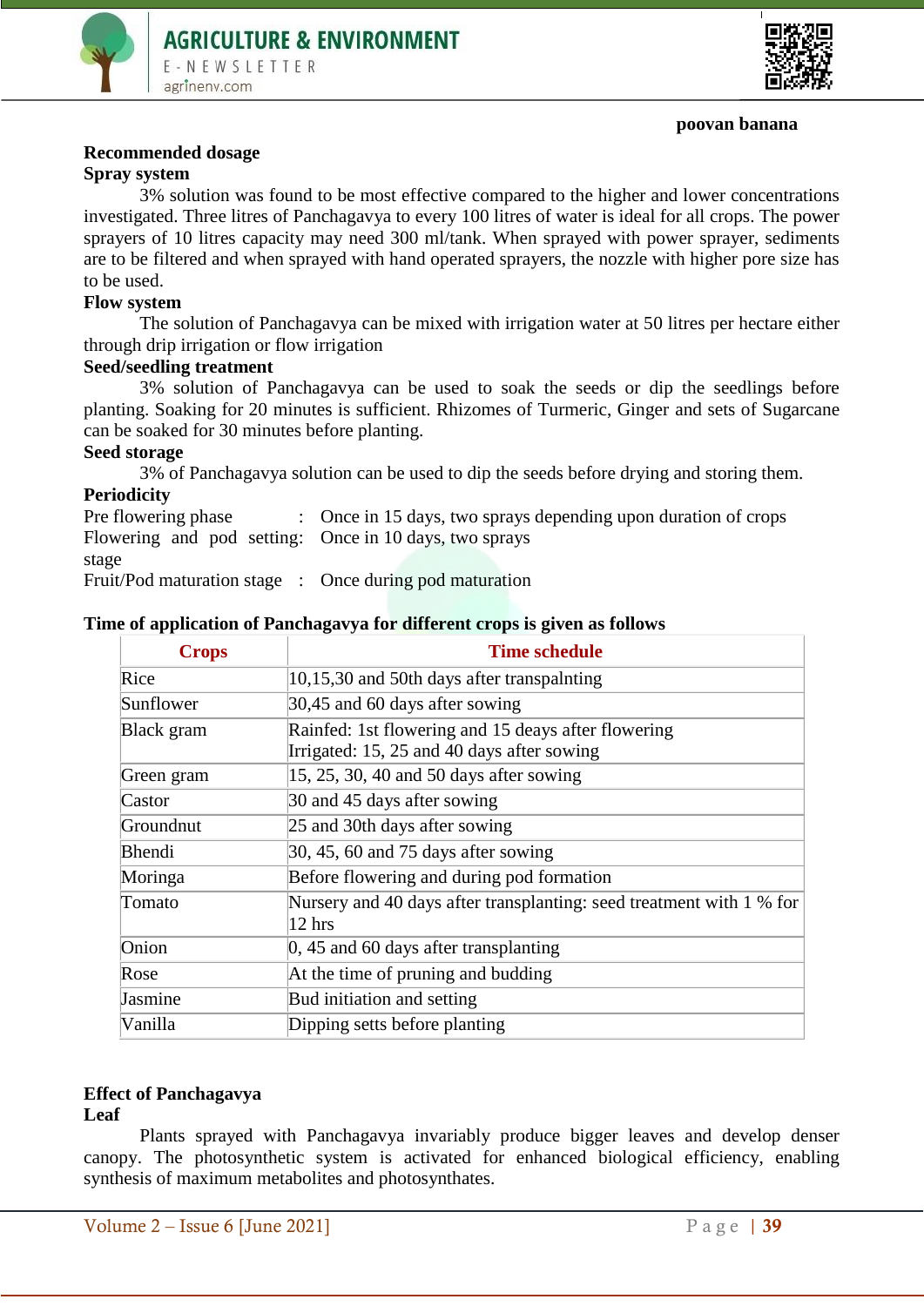poovan banana

**Recommended dosage**

**Spray system**

3% solution was found to be most effective compared to the higher and lower concentrations investigated. Three litres of Panchagavya to every 100 litres of water is ideal for all crops. The power sprayers of 10 litres capacity may need 300 ml/tank. When sprayed with power sprayer, sediments are to be filtered and when sprayed with hand operated sprayers, the nozzle with higher pore size has to be used.

**Flow system**

The solution of Panchagavya can be mixed with irrigation water at 50 litres per hectare either through drip irrigation or flow irrigation

**Seed/seedling treatment**

3% solution of Panchagavya can be used to soak the seeds or dip the seedlings before planting. Soaking for 20 minutes is sufficient. Rhizomes of Turmeric, Ginger and sets of Sugarcane can be soaked for 30 minutes before planting.

**Seed storage**

3% of Panchagavya solution can be used to dip the seeds before drying and storing them.

**Periodicity**

Pre flowering phase : Once in 15 days, two sprays depending upon duration of crops

Flowering and pod setting stage: Once in 10 days, two sprays

Fruit/Pod maturation stage : Once during pod maturation

**Time of application of Panchagavya for different crops is given as follows**

| Crops | Time schedule |
|---|---|
| Rice | 10,15,30 and 50th days after transpalnting |
| Sunflower | 30,45 and 60 days after sowing |
| Black gram | Rainfed: 1st flowering and 15 deays after flowering<br>Irrigated: 15, 25 and 40 days after sowing |
| Green gram | 15, 25, 30, 40 and 50 days after sowing |
| Castor | 30 and 45 days after sowing |
| Groundnut | 25 and 30th days after sowing |
| Bhendi | 30, 45, 60 and 75 days after sowing |
| Moringa | Before flowering and during pod formation |
| Tomato | Nursery and 40 days after transplanting: seed treatment with 1 % for 12 hrs |
| Onion | 0, 45 and 60 days after transplanting |
| Rose | At the time of pruning and budding |
| Jasmine | Bud initiation and setting |
| Vanilla | Dipping setts before planting |

**Effect of Panchagavya**

**Leaf**

Plants sprayed with Panchagavya invariably produce bigger leaves and develop denser canopy. The photosynthetic system is activated for enhanced biological efficiency, enabling synthesis of maximum metabolites and photosynthates.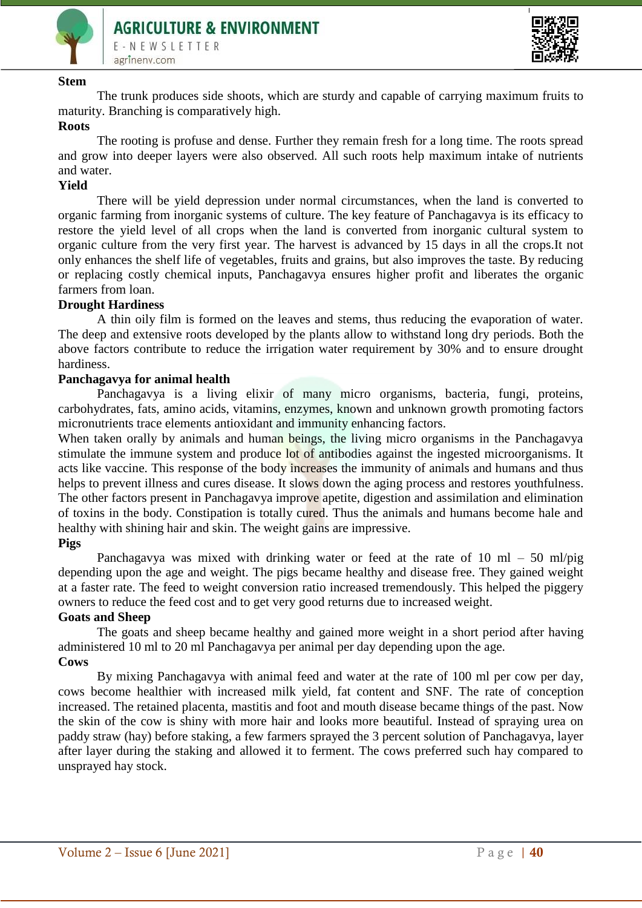**Stem**

The trunk produces side shoots, which are sturdy and capable of carrying maximum fruits to maturity. Branching is comparatively high.

**Roots**

The rooting is profuse and dense. Further they remain fresh for a long time. The roots spread and grow into deeper layers were also observed. All such roots help maximum intake of nutrients and water.

**Yield**

There will be yield depression under normal circumstances, when the land is converted to organic farming from inorganic systems of culture. The key feature of Panchagavya is its efficacy to restore the yield level of all crops when the land is converted from inorganic cultural system to organic culture from the very first year. The harvest is advanced by 15 days in all the crops.It not only enhances the shelf life of vegetables, fruits and grains, but also improves the taste. By reducing or replacing costly chemical inputs, Panchagavya ensures higher profit and liberates the organic farmers from loan.

**Drought Hardiness**

A thin oily film is formed on the leaves and stems, thus reducing the evaporation of water. The deep and extensive roots developed by the plants allow to withstand long dry periods. Both the above factors contribute to reduce the irrigation water requirement by 30% and to ensure drought hardiness.

**Panchagavya for animal health**

Panchagavya is a living elixir of many micro organisms, bacteria, fungi, proteins, carbohydrates, fats, amino acids, vitamins, enzymes, known and unknown growth promoting factors micronutrients trace elements antioxidant and immunity enhancing factors.

When taken orally by animals and human beings, the living micro organisms in the Panchagavya stimulate the immune system and produce lot of antibodies against the ingested microorganisms. It acts like vaccine. This response of the body increases the immunity of animals and humans and thus helps to prevent illness and cures disease. It slows down the aging process and restores youthfulness. The other factors present in Panchagavya improve apetite, digestion and assimilation and elimination of toxins in the body. Constipation is totally cured. Thus the animals and humans become hale and healthy with shining hair and skin. The weight gains are impressive.

**Pigs**

Panchagavya was mixed with drinking water or feed at the rate of 10 ml – 50 ml/pig depending upon the age and weight. The pigs became healthy and disease free. They gained weight at a faster rate. The feed to weight conversion ratio increased tremendously. This helped the piggery owners to reduce the feed cost and to get very good returns due to increased weight.

**Goats and Sheep**

The goats and sheep became healthy and gained more weight in a short period after having administered 10 ml to 20 ml Panchagavya per animal per day depending upon the age.

**Cows**

By mixing Panchagavya with animal feed and water at the rate of 100 ml per cow per day, cows become healthier with increased milk yield, fat content and SNF. The rate of conception increased. The retained placenta, mastitis and foot and mouth disease became things of the past. Now the skin of the cow is shiny with more hair and looks more beautiful. Instead of spraying urea on paddy straw (hay) before staking, a few farmers sprayed the 3 percent solution of Panchagavya, layer after layer during the staking and allowed it to ferment. The cows preferred such hay compared to unsprayed hay stock.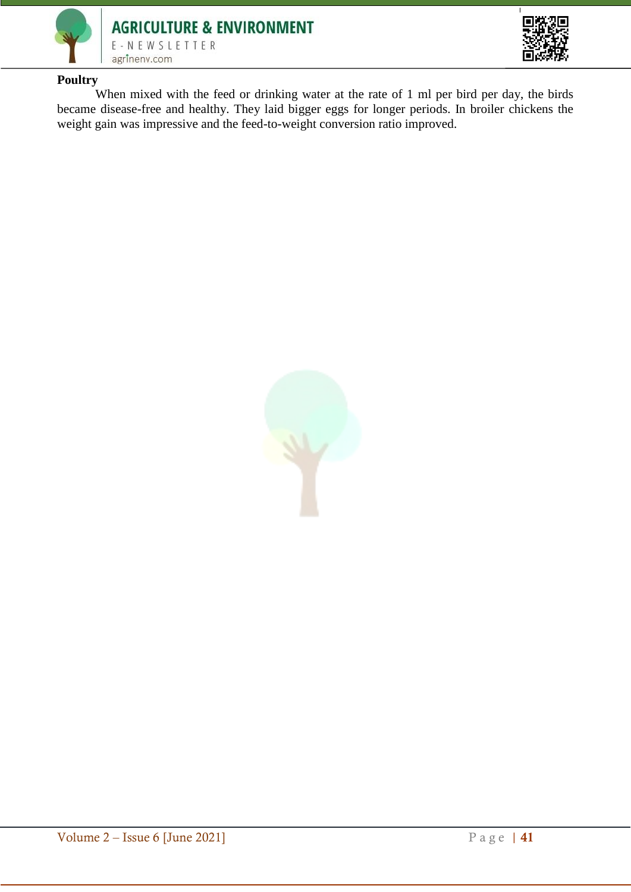**Poultry**

When mixed with the feed or drinking water at the rate of 1 ml per bird per day, the birds became disease-free and healthy. They laid bigger eggs for longer periods. In broiler chickens the weight gain was impressive and the feed-to-weight conversion ratio improved.